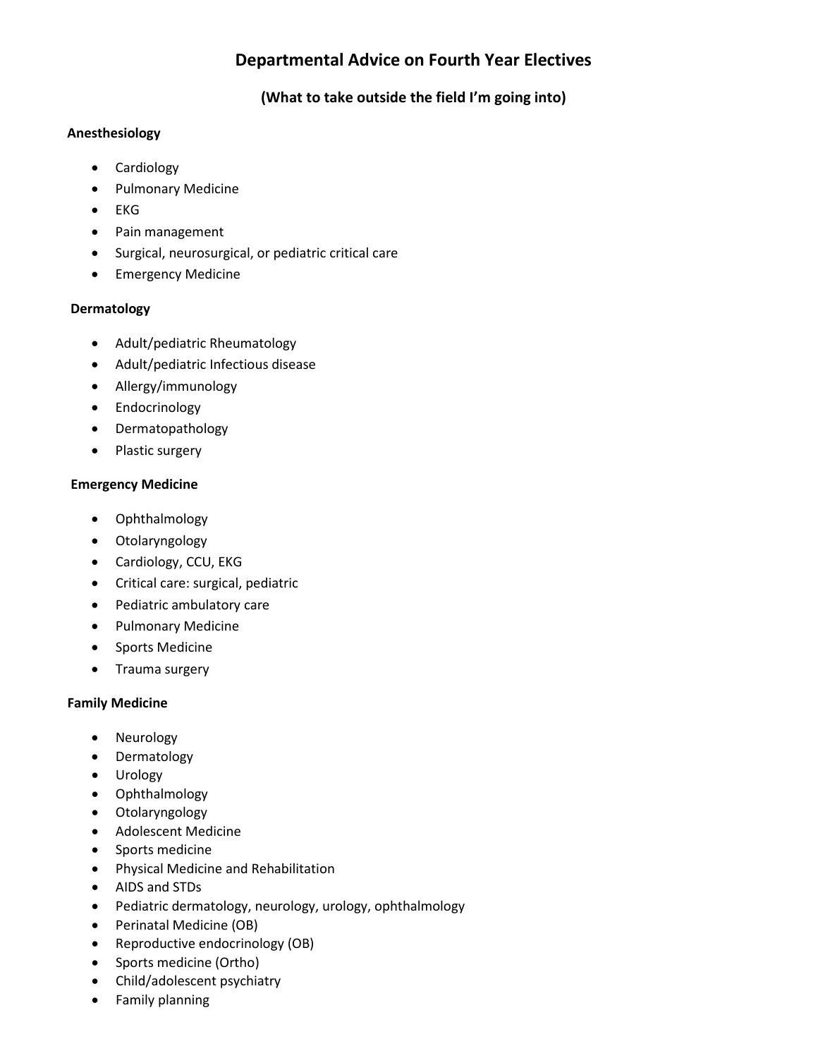# Departmental Advice on Fourth Year Electives

## (What to take outside the field I'm going into)

### Anesthesiology

- Cardiology
- Pulmonary Medicine
- EKG
- Pain management
- Surgical, neurosurgical, or pediatric critical care
- Emergency Medicine

### Dermatology

- Adult/pediatric Rheumatology
- Adult/pediatric Infectious disease
- Allergy/immunology
- Endocrinology
- Dermatopathology
- Plastic surgery

### Emergency Medicine

- Ophthalmology
- Otolaryngology
- Cardiology, CCU, EKG
- Critical care: surgical, pediatric
- Pediatric ambulatory care
- Pulmonary Medicine
- Sports Medicine
- Trauma surgery

### Family Medicine

- Neurology
- Dermatology
- Urology
- Ophthalmology
- Otolaryngology
- Adolescent Medicine
- Sports medicine
- Physical Medicine and Rehabilitation
- AIDS and STDs
- Pediatric dermatology, neurology, urology, ophthalmology
- Perinatal Medicine (OB)
- Reproductive endocrinology (OB)
- Sports medicine (Ortho)
- Child/adolescent psychiatry
- Family planning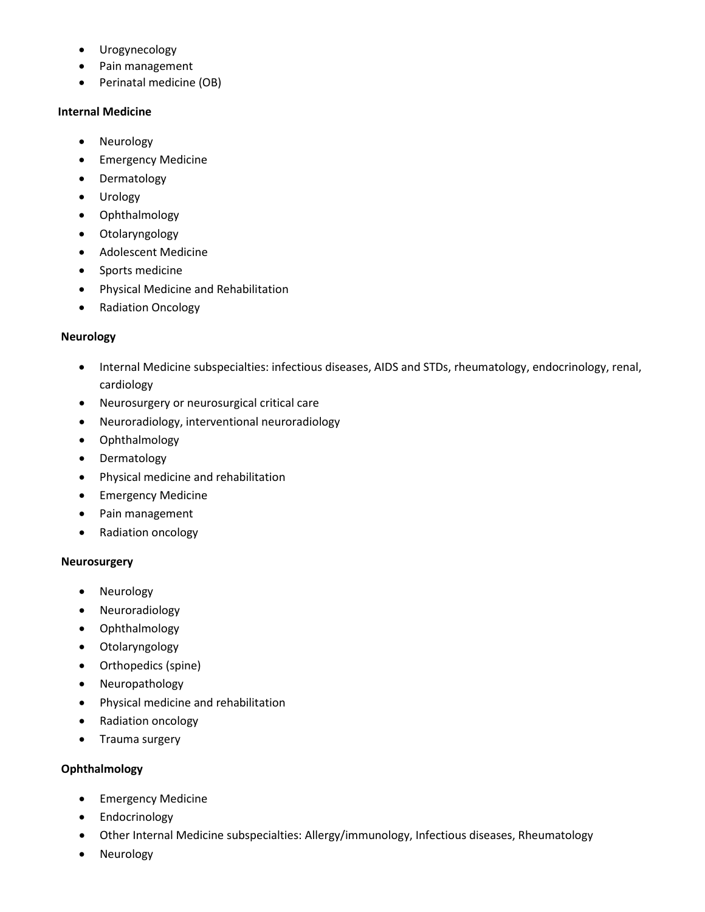- Urogynecology
- Pain management
- Perinatal medicine (OB)

**Internal Medicine**

- Neurology
- Emergency Medicine
- Dermatology
- Urology
- Ophthalmology
- Otolaryngology
- Adolescent Medicine
- Sports medicine
- Physical Medicine and Rehabilitation
- Radiation Oncology

**Neurology**

- Internal Medicine subspecialties: infectious diseases, AIDS and STDs, rheumatology, endocrinology, renal, cardiology
- Neurosurgery or neurosurgical critical care
- Neuroradiology, interventional neuroradiology
- Ophthalmology
- Dermatology
- Physical medicine and rehabilitation
- Emergency Medicine
- Pain management
- Radiation oncology

**Neurosurgery**

- Neurology
- Neuroradiology
- Ophthalmology
- Otolaryngology
- Orthopedics (spine)
- Neuropathology
- Physical medicine and rehabilitation
- Radiation oncology
- Trauma surgery

**Ophthalmology**

- Emergency Medicine
- Endocrinology
- Other Internal Medicine subspecialties: Allergy/immunology, Infectious diseases, Rheumatology
- Neurology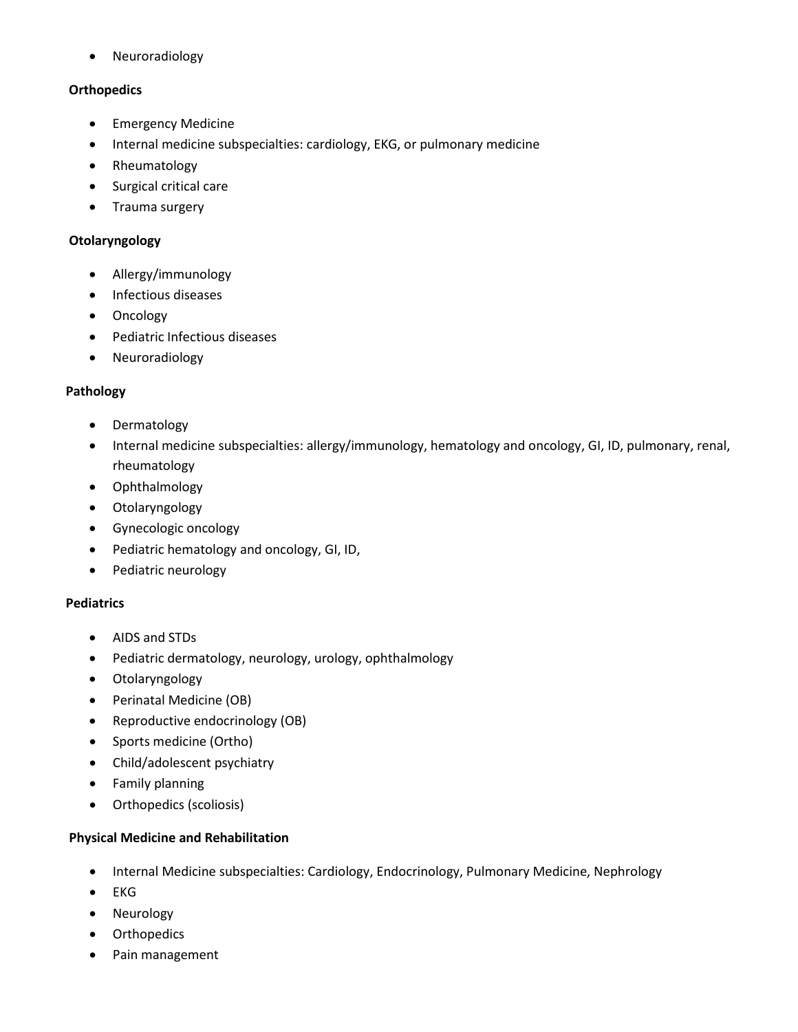- Neuroradiology

**Orthopedics**

- Emergency Medicine
- Internal medicine subspecialties: cardiology, EKG, or pulmonary medicine
- Rheumatology
- Surgical critical care
- Trauma surgery

**Otolaryngology**

- Allergy/immunology
- Infectious diseases
- Oncology
- Pediatric Infectious diseases
- Neuroradiology

**Pathology**

- Dermatology
- Internal medicine subspecialties: allergy/immunology, hematology and oncology, GI, ID, pulmonary, renal, rheumatology
- Ophthalmology
- Otolaryngology
- Gynecologic oncology
- Pediatric hematology and oncology, GI, ID,
- Pediatric neurology

**Pediatrics**

- AIDS and STDs
- Pediatric dermatology, neurology, urology, ophthalmology
- Otolaryngology
- Perinatal Medicine (OB)
- Reproductive endocrinology (OB)
- Sports medicine (Ortho)
- Child/adolescent psychiatry
- Family planning
- Orthopedics (scoliosis)

**Physical Medicine and Rehabilitation**

- Internal Medicine subspecialties: Cardiology, Endocrinology, Pulmonary Medicine, Nephrology
- EKG
- Neurology
- Orthopedics
- Pain management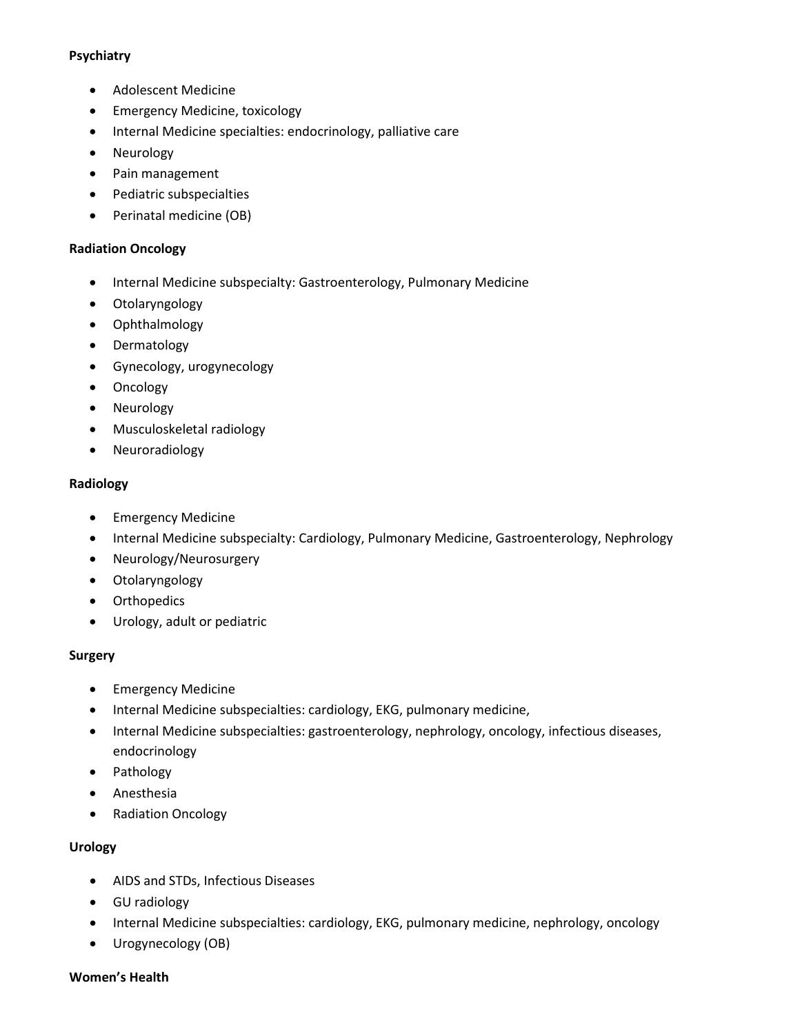**Psychiatry**

- Adolescent Medicine
- Emergency Medicine, toxicology
- Internal Medicine specialties: endocrinology, palliative care
- Neurology
- Pain management
- Pediatric subspecialties
- Perinatal medicine (OB)

**Radiation Oncology**

- Internal Medicine subspecialty: Gastroenterology, Pulmonary Medicine
- Otolaryngology
- Ophthalmology
- Dermatology
- Gynecology, urogynecology
- Oncology
- Neurology
- Musculoskeletal radiology
- Neuroradiology

**Radiology**

- Emergency Medicine
- Internal Medicine subspecialty: Cardiology, Pulmonary Medicine, Gastroenterology, Nephrology
- Neurology/Neurosurgery
- Otolaryngology
- Orthopedics
- Urology, adult or pediatric

**Surgery**

- Emergency Medicine
- Internal Medicine subspecialties: cardiology, EKG, pulmonary medicine,
- Internal Medicine subspecialties: gastroenterology, nephrology, oncology, infectious diseases, endocrinology
- Pathology
- Anesthesia
- Radiation Oncology

**Urology**

- AIDS and STDs, Infectious Diseases
- GU radiology
- Internal Medicine subspecialties: cardiology, EKG, pulmonary medicine, nephrology, oncology
- Urogynecology (OB)

**Women's Health**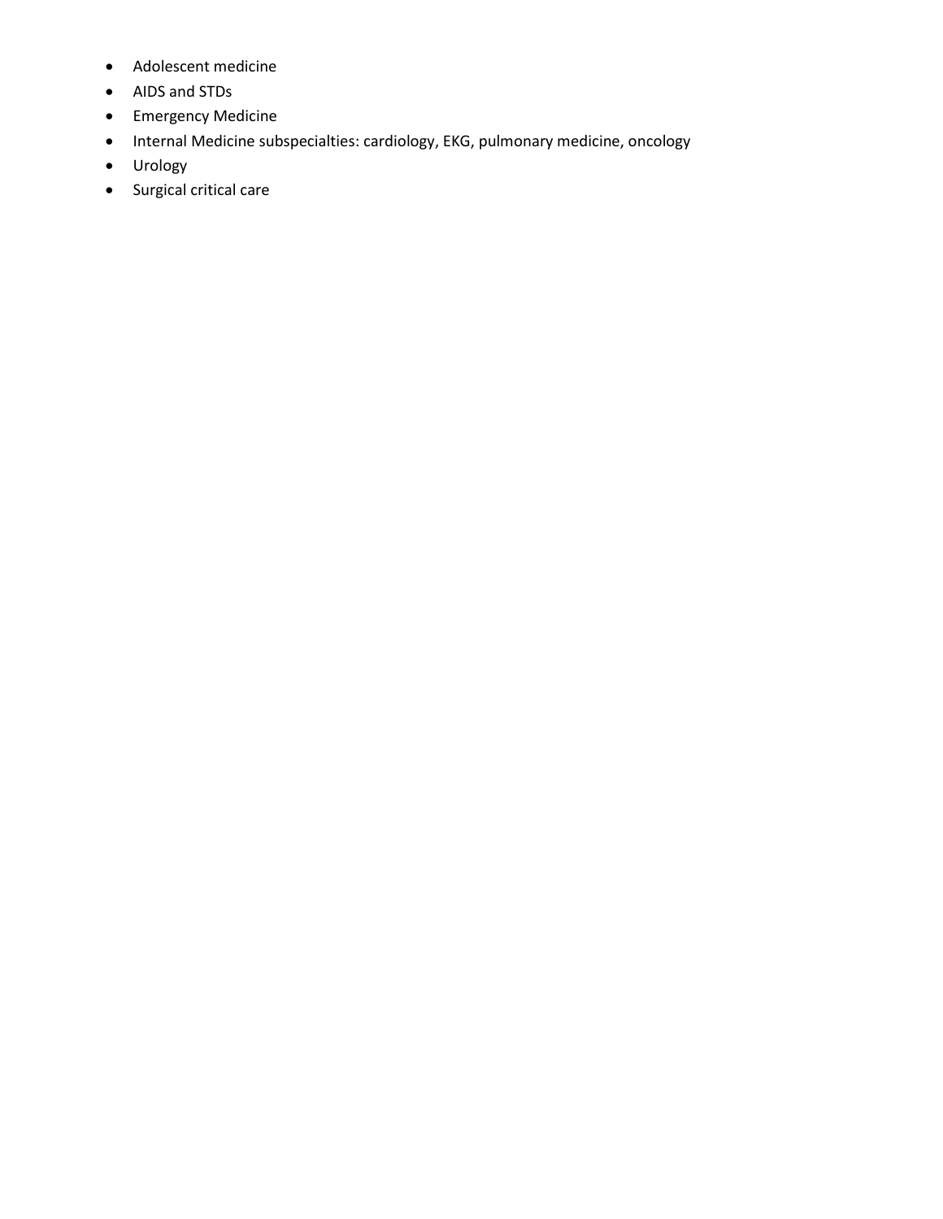- Adolescent medicine
- AIDS and STDs
- Emergency Medicine
- Internal Medicine subspecialties: cardiology, EKG, pulmonary medicine, oncology
- Urology
- Surgical critical care